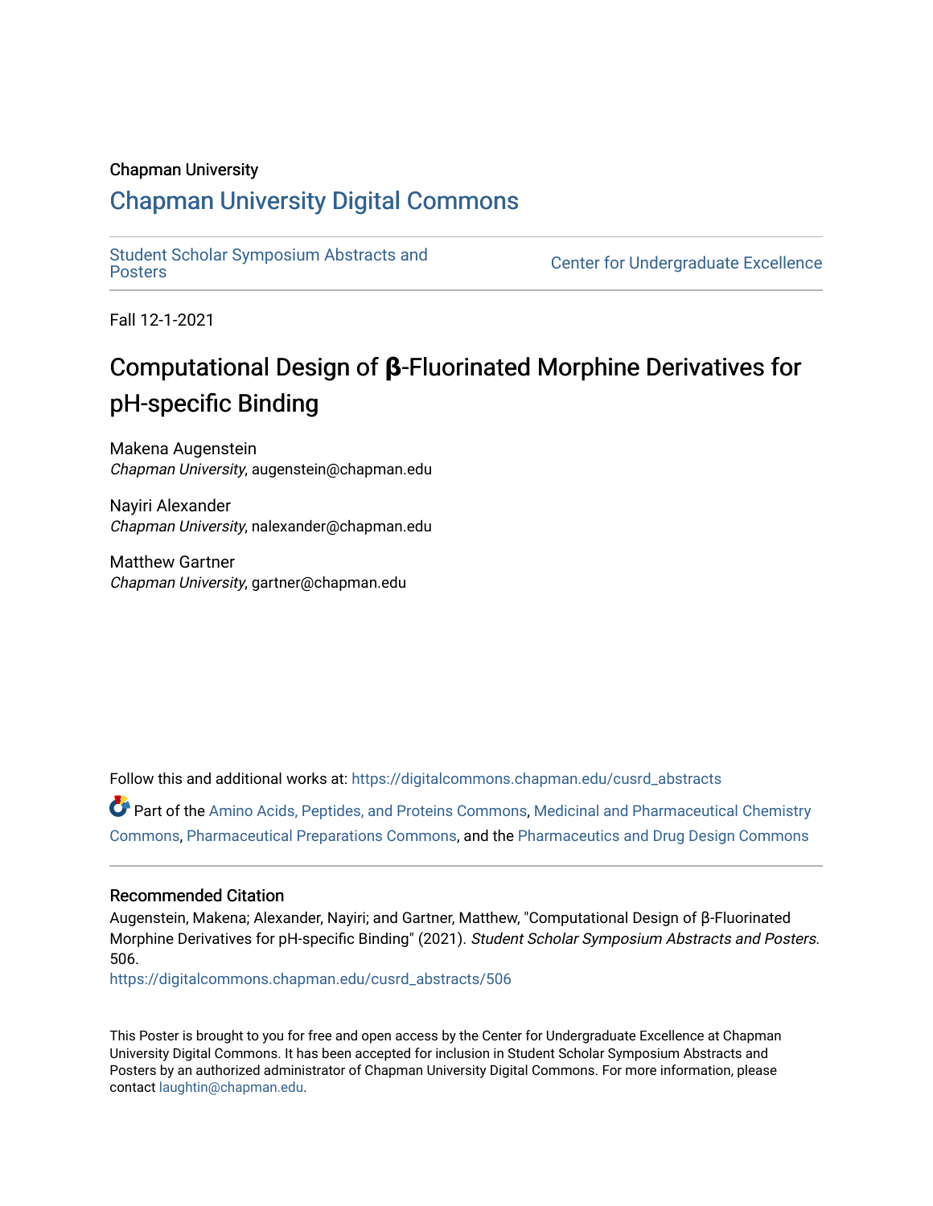Chapman University

## Chapman University Digital Commons

Student Scholar Symposium Abstracts and Posters

Center for Undergraduate Excellence

Fall 12-1-2021

# Computational Design of β-Fluorinated Morphine Derivatives for pH-specific Binding

Makena Augenstein
*Chapman University*, augenstein@chapman.edu

Nayiri Alexander
*Chapman University*, nalexander@chapman.edu

Matthew Gartner
*Chapman University*, gartner@chapman.edu

Follow this and additional works at: https://digitalcommons.chapman.edu/cusrd_abstracts

Part of the Amino Acids, Peptides, and Proteins Commons, Medicinal and Pharmaceutical Chemistry Commons, Pharmaceutical Preparations Commons, and the Pharmaceutics and Drug Design Commons

### Recommended Citation

Augenstein, Makena; Alexander, Nayiri; and Gartner, Matthew, "Computational Design of β-Fluorinated Morphine Derivatives for pH-specific Binding" (2021). *Student Scholar Symposium Abstracts and Posters*. 506.
https://digitalcommons.chapman.edu/cusrd_abstracts/506

This Poster is brought to you for free and open access by the Center for Undergraduate Excellence at Chapman University Digital Commons. It has been accepted for inclusion in Student Scholar Symposium Abstracts and Posters by an authorized administrator of Chapman University Digital Commons. For more information, please contact laughtin@chapman.edu.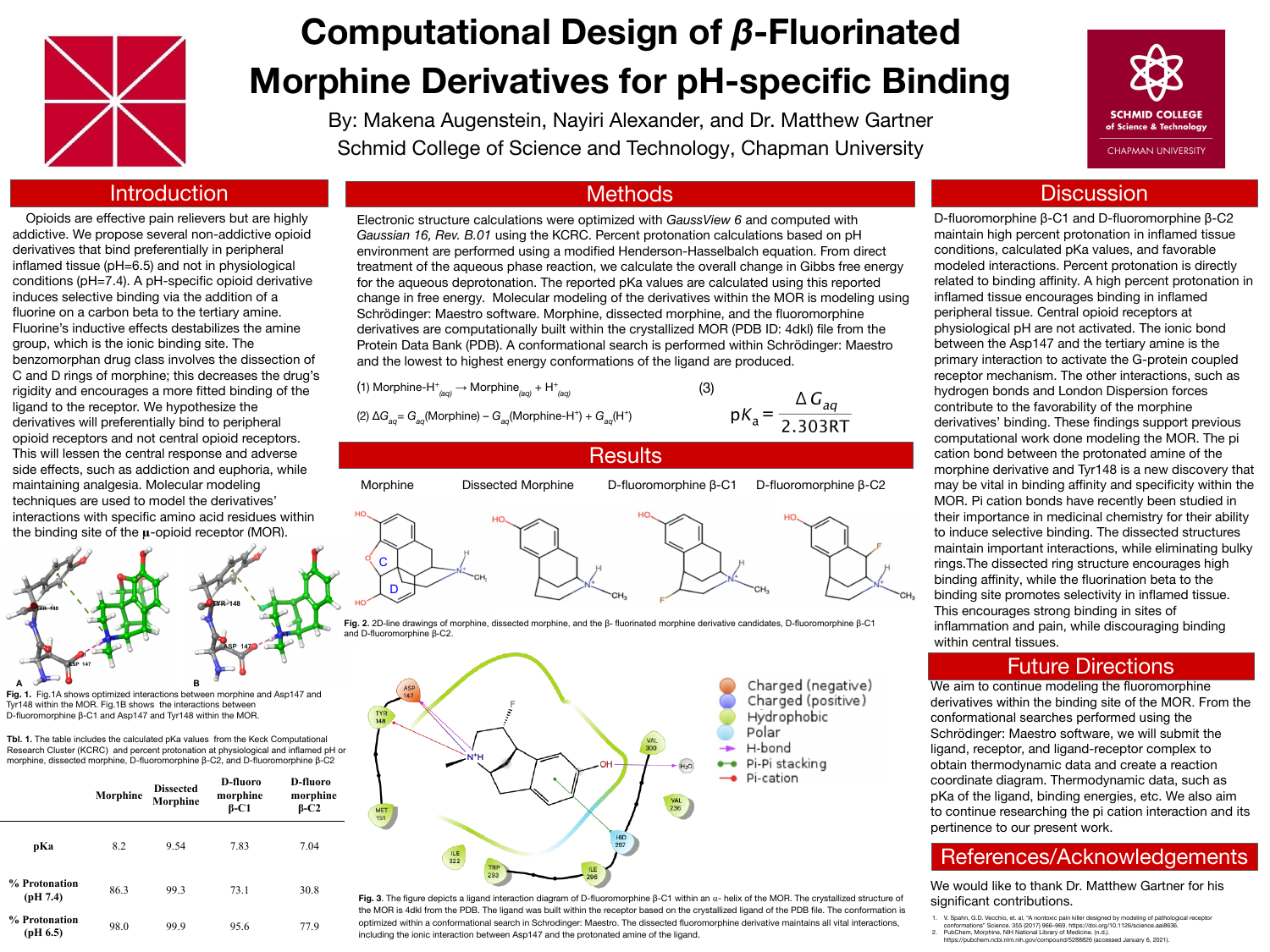# Computational Design of *β*-Fluorinated Morphine Derivatives for pH-specific Binding

By: Makena Augenstein, Nayiri Alexander, and Dr. Matthew Gartner

Schmid College of Science and Technology, Chapman University

## Introduction

Opioids are effective pain relievers but are highly addictive. We propose several non-addictive opioid derivatives that bind preferentially in peripheral inflamed tissue (pH=6.5) and not in physiological conditions (pH=7.4). A pH-specific opioid derivative induces selective binding via the addition of a fluorine on a carbon beta to the tertiary amine. Fluorine's inductive effects destabilizes the amine group, which is the ionic binding site. The benzomorphan drug class involves the dissection of C and D rings of morphine; this decreases the drug's rigidity and encourages a more fitted binding of the ligand to the receptor. We hypothesize the derivatives will preferentially bind to peripheral opioid receptors and not central opioid receptors. This will lessen the central response and adverse side effects, such as addiction and euphoria, while maintaining analgesia. Molecular modeling techniques are used to model the derivatives' interactions with specific amino acid residues within the binding site of the μ-opioid receptor (MOR).

**Fig. 1.** Fig.1A shows optimized interactions between morphine and Asp147 and Tyr148 within the MOR. Fig.1B shows the interactions between D-fluoromorphine β-C1 and Asp147 and Tyr148 within the MOR.

**Tbl. 1.** The table includes the calculated pKa values from the Keck Computational Research Cluster (KCRC) and percent protonation at physiological and inflamed pH or morphine, dissected morphine, D-fluoromorphine β-C2, and D-fluoromorphine β-C2

| | Morphine | Dissected Morphine | D-fluoro morphine β-C1 | D-fluoro morphine β-C2 |
|---|---|---|---|---|
| pKa | 8.2 | 9.54 | 7.83 | 7.04 |
| % Protonation (pH 7.4) | 86.3 | 99.3 | 73.1 | 30.8 |
| % Protonation (pH 6.5) | 98.0 | 99.9 | 95.6 | 77.9 |

## Methods

Electronic structure calculations were optimized with *GaussView 6* and computed with *Gaussian 16, Rev. B.01* using the KCRC. Percent protonation calculations based on pH environment are performed using a modified Henderson-Hasselbalch equation. From direct treatment of the aqueous phase reaction, we calculate the overall change in Gibbs free energy for the aqueous deprotonation. The reported pKa values are calculated using this reported change in free energy. Molecular modeling of the derivatives within the MOR is modeling using Schrödinger: Maestro software. Morphine, dissected morphine, and the fluoromorphine derivatives are computationally built within the crystallized MOR (PDB ID: 4dkl) file from the Protein Data Bank (PDB). A conformational search is performed within Schrödinger: Maestro and the lowest to highest energy conformations of the ligand are produced.

(1) $\text{Morphine-H}^+_{(aq)} \rightarrow \text{Morphine}_{(aq)} + \text{H}^+_{(aq)}$

(2) $\Delta G_{aq} = G_{aq}(\text{Morphine}) - G_{aq}(\text{Morphine-H}^+) + G_{aq}(\text{H}^+)$

(3) $$pK_a = \frac{\Delta G_{aq}}{2.303RT}$$

## Results

Morphine | Dissected Morphine | D-fluoromorphine β-C1 | D-fluoromorphine β-C2

**Fig. 2.** 2D-line drawings of morphine, dissected morphine, and the β- fluorinated morphine derivative candidates, D-fluoromorphine β-C1 and D-fluoromorphine β-C2.

Charged (negative)
Charged (positive)
Hydrophobic
Polar
H-bond
Pi-Pi stacking
Pi-cation

**Fig. 3.** The figure depicts a ligand interaction diagram of D-fluoromorphine β-C1 within an α- helix of the MOR. The crystallized structure of the MOR is 4dkl from the PDB. The ligand was built within the receptor based on the crystallized ligand of the PDB file. The conformation is optimized within a conformational search in Schrodinger: Maestro. The dissected fluoromorphine derivative maintains all vital interactions, including the ionic interaction between Asp147 and the protonated amine of the ligand.

## Discussion

D-fluoromorphine β-C1 and D-fluoromorphine β-C2 maintain high percent protonation in inflamed tissue conditions, calculated pKa values, and favorable modeled interactions. Percent protonation is directly related to binding affinity. A high percent protonation in inflamed tissue encourages binding in inflamed peripheral tissue. Central opioid receptors at physiological pH are not activated. The ionic bond between the Asp147 and the tertiary amine is the primary interaction to activate the G-protein coupled receptor mechanism. The other interactions, such as hydrogen bonds and London Dispersion forces contribute to the favorability of the morphine derivatives' binding. These findings support previous computational work done modeling the MOR. The pi cation bond between the protonated amine of the morphine derivative and Tyr148 is a new discovery that may be vital in binding affinity and specificity within the MOR. Pi cation bonds have recently been studied in their importance in medicinal chemistry for their ability to induce selective binding. The dissected structures maintain important interactions, while eliminating bulky rings.The dissected ring structure encourages high binding affinity, while the fluorination beta to the binding site promotes selectivity in inflamed tissue. This encourages strong binding in sites of inflammation and pain, while discouraging binding within central tissues.

## Future Directions

We aim to continue modeling the fluoromorphine derivatives within the binding site of the MOR. From the conformational searches performed using the Schrödinger: Maestro software, we will submit the ligand, receptor, and ligand-receptor complex to obtain thermodynamic data and create a reaction coordinate diagram. Thermodynamic data, such as pKa of the ligand, binding energies, etc. We also aim to continue researching the pi cation interaction and its pertinence to our present work.

## References/Acknowledgements

We would like to thank Dr. Matthew Gartner for his significant contributions.

1. V. Spahn, G.D. Vecchio, et. al, "A nontoxic pain killer designed by modeling of pathological receptor conformations" Science. 355 (2017) 966–969. https://doi.org/10.1126/science.aai8636.
2. PubChem, Morphine, NIH National Library of Medicine. (n.d.). https://pubchem.ncbi.nlm.nih.gov/compound/5288826 (accessed January 6, 2021).